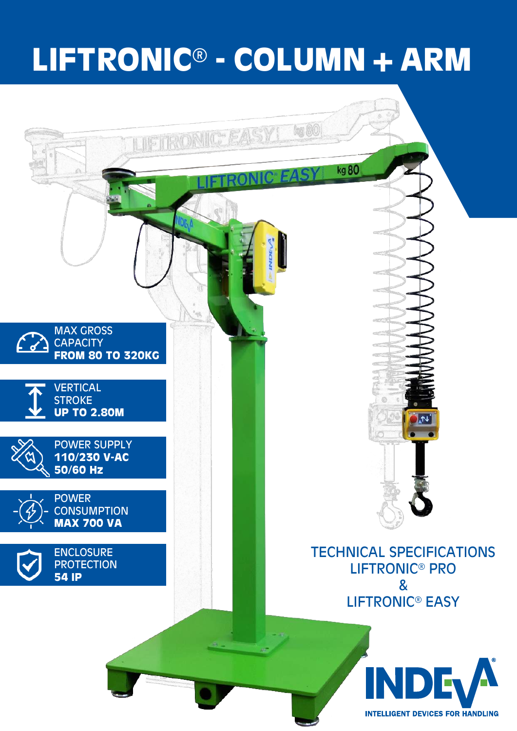# LIFTRONIC® - COLUMN + ARM

MAX GROSS CAPACITY
**FROM 80 TO 320KG**

VERTICAL STROKE
**UP TO 2.80M**

POWER SUPPLY
**110/230 V-AC**
**50/60 Hz**

POWER CONSUMPTION
**MAX 700 VA**

ENCLOSURE PROTECTION
**54 IP**

TECHNICAL SPECIFICATIONS
LIFTRONIC® PRO
&
LIFTRONIC® EASY

INDEVA®
INTELLIGENT DEVICES FOR HANDLING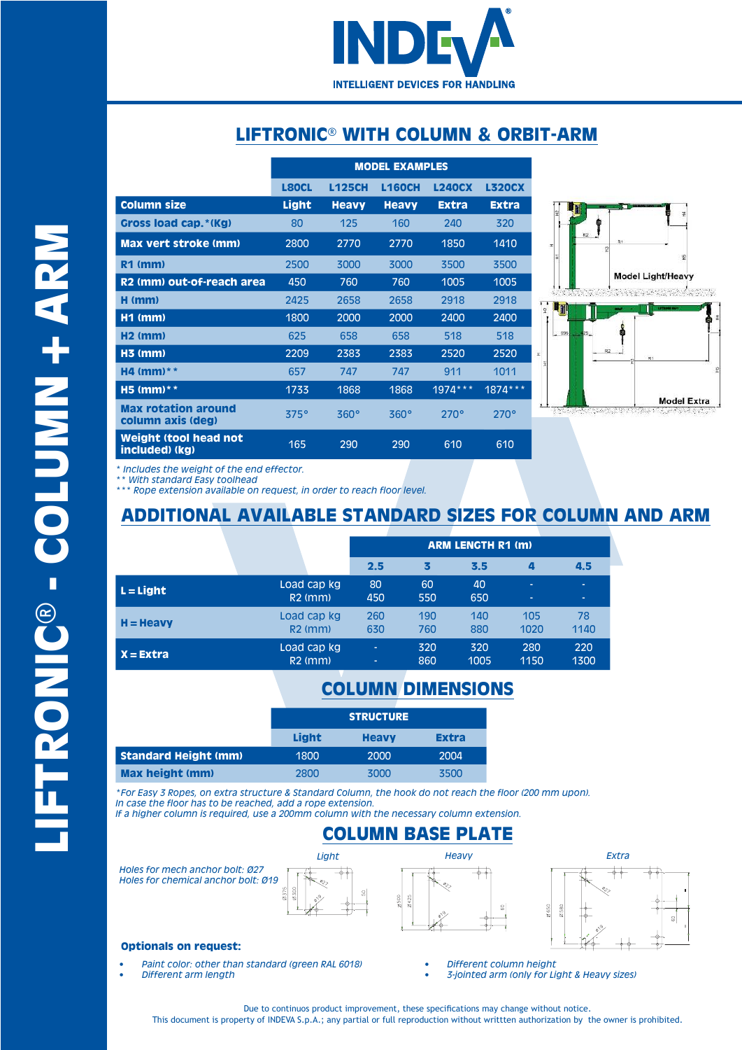# LIFTRONIC® WITH COLUMN & ORBIT-ARM

| | MODEL EXAMPLES | | | | |
|---|---|---|---|---|---|
| | L80CL | L125CH | L160CH | L240CX | L320CX |
| **Column size** | Light | Heavy | Heavy | Extra | Extra |
| **Gross load cap.*(Kg)** | 80 | 125 | 160 | 240 | 320 |
| **Max vert stroke (mm)** | 2800 | 2770 | 2770 | 1850 | 1410 |
| **R1 (mm)** | 2500 | 3000 | 3000 | 3500 | 3500 |
| **R2 (mm) out-of-reach area** | 450 | 760 | 760 | 1005 | 1005 |
| **H (mm)** | 2425 | 2658 | 2658 | 2918 | 2918 |
| **H1 (mm)** | 1800 | 2000 | 2000 | 2400 | 2400 |
| **H2 (mm)** | 625 | 658 | 658 | 518 | 518 |
| **H3 (mm)** | 2209 | 2383 | 2383 | 2520 | 2520 |
| **H4 (mm)**** | 657 | 747 | 747 | 911 | 1011 |
| **H5 (mm)**** | 1733 | 1868 | 1868 | 1974*** | 1874*** |
| **Max rotation around column axis (deg)** | 375° | 360° | 360° | 270° | 270° |
| **Weight (tool head not included) (kg)** | 165 | 290 | 290 | 610 | 610 |

*\* Includes the weight of the end effector.*
*\*\* With standard Easy toolhead*
*\*\*\* Rope extension available on request, in order to reach floor level.*

Model Light/Heavy

Model Extra

## ADDITIONAL AVAILABLE STANDARD SIZES FOR COLUMN AND ARM

| | | ARM LENGTH R1 (m) | | | | |
|---|---|---|---|---|---|---|
| | | 2.5 | 3 | 3.5 | 4 | 4.5 |
| **L = Light** | Load cap kg | 80 | 60 | 40 | - | - |
| | R2 (mm) | 450 | 550 | 650 | - | - |
| **H = Heavy** | Load cap kg | 260 | 190 | 140 | 105 | 78 |
| | R2 (mm) | 630 | 760 | 880 | 1020 | 1140 |
| **X = Extra** | Load cap kg | - | 320 | 320 | 280 | 220 |
| | R2 (mm) | - | 860 | 1005 | 1150 | 1300 |

## COLUMN DIMENSIONS

| | STRUCTURE | | |
|---|---|---|---|
| | Light | Heavy | Extra |
| **Standard Height (mm)** | 1800 | 2000 | 2004 |
| **Max height (mm)** | 2800 | 3000 | 3500 |

*\*For Easy 3 Ropes, on extra structure & Standard Column, the hook do not reach the floor (200 mm upon).*
*In case the floor has to be reached, add a rope extension.*
*If a higher column is required, use a 200mm column with the necessary column extension.*

## COLUMN BASE PLATE

*Holes for mech anchor bolt: Ø27*
*Holes for chemical anchor bolt: Ø19*

*Light* *Heavy* *Extra*

**Optionals on request:**

- *Paint color: other than standard (green RAL 6018)*
- *Different arm length*
- *Different column height*
- *3-jointed arm (only for Light & Heavy sizes)*

Due to continuos product improvement, these specifications may change without notice.
This document is property of INDEVA S.p.A.; any partial or full reproduction without writtten authorization by the owner is prohibited.